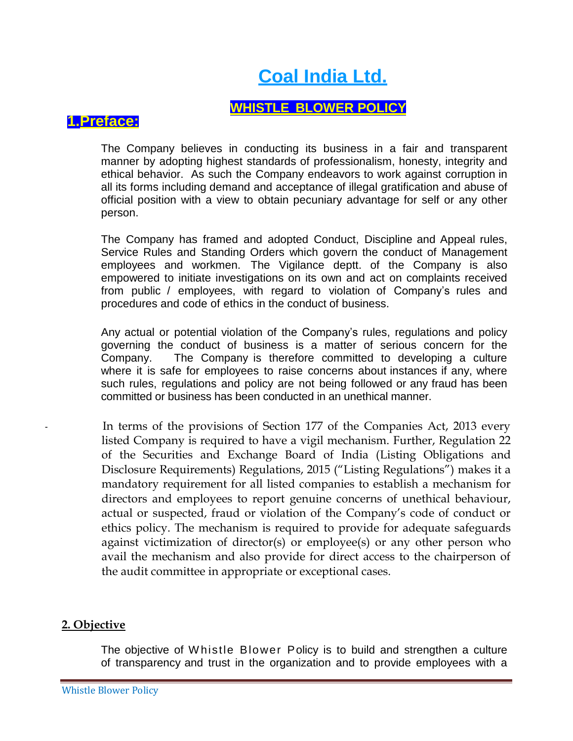# Coal India Ltd.

## WHISTLE BLOWER POLICY

## 1.Preface:

The Company believes in conducting its business in a fair and transparent manner by adopting highest standards of professionalism, honesty, integrity and ethical behavior. As such the Company endeavors to work against corruption in all its forms including demand and acceptance of illegal gratification and abuse of official position with a view to obtain pecuniary advantage for self or any other person.

The Company has framed and adopted Conduct, Discipline and Appeal rules, Service Rules and Standing Orders which govern the conduct of Management employees and workmen. The Vigilance deptt. of the Company is also empowered to initiate investigations on its own and act on complaints received from public / employees, with regard to violation of Company's rules and procedures and code of ethics in the conduct of business.

Any actual or potential violation of the Company's rules, regulations and policy governing the conduct of business is a matter of serious concern for the Company. The Company is therefore committed to developing a culture where it is safe for employees to raise concerns about instances if any, where such rules, regulations and policy are not being followed or any fraud has been committed or business has been conducted in an unethical manner.

In terms of the provisions of Section 177 of the Companies Act, 2013 every listed Company is required to have a vigil mechanism. Further, Regulation 22 of the Securities and Exchange Board of India (Listing Obligations and Disclosure Requirements) Regulations, 2015 ("Listing Regulations") makes it a mandatory requirement for all listed companies to establish a mechanism for directors and employees to report genuine concerns of unethical behaviour, actual or suspected, fraud or violation of the Company's code of conduct or ethics policy. The mechanism is required to provide for adequate safeguards against victimization of director(s) or employee(s) or any other person who avail the mechanism and also provide for direct access to the chairperson of the audit committee in appropriate or exceptional cases.

## 2. Objective

The objective of Whistle Blower Policy is to build and strengthen a culture of transparency and trust in the organization and to provide employees with a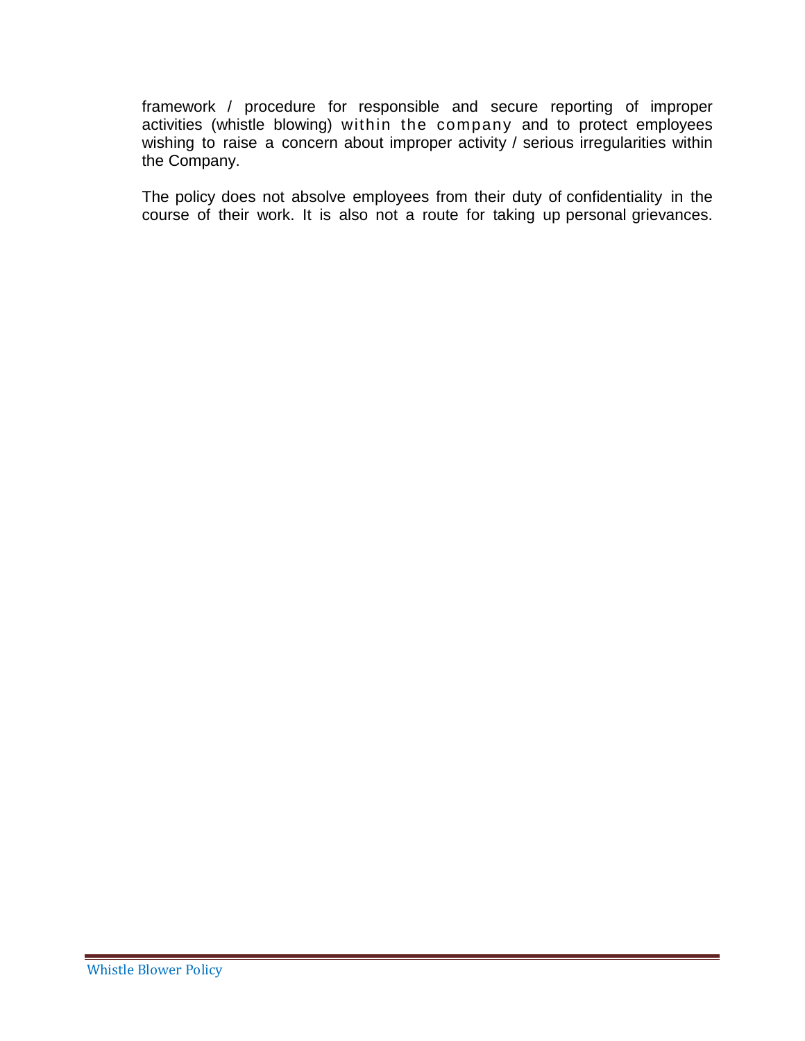framework / procedure for responsible and secure reporting of improper activities (whistle blowing) within the company and to protect employees wishing to raise a concern about improper activity / serious irregularities within the Company.

The policy does not absolve employees from their duty of confidentiality in the course of their work. It is also not a route for taking up personal grievances.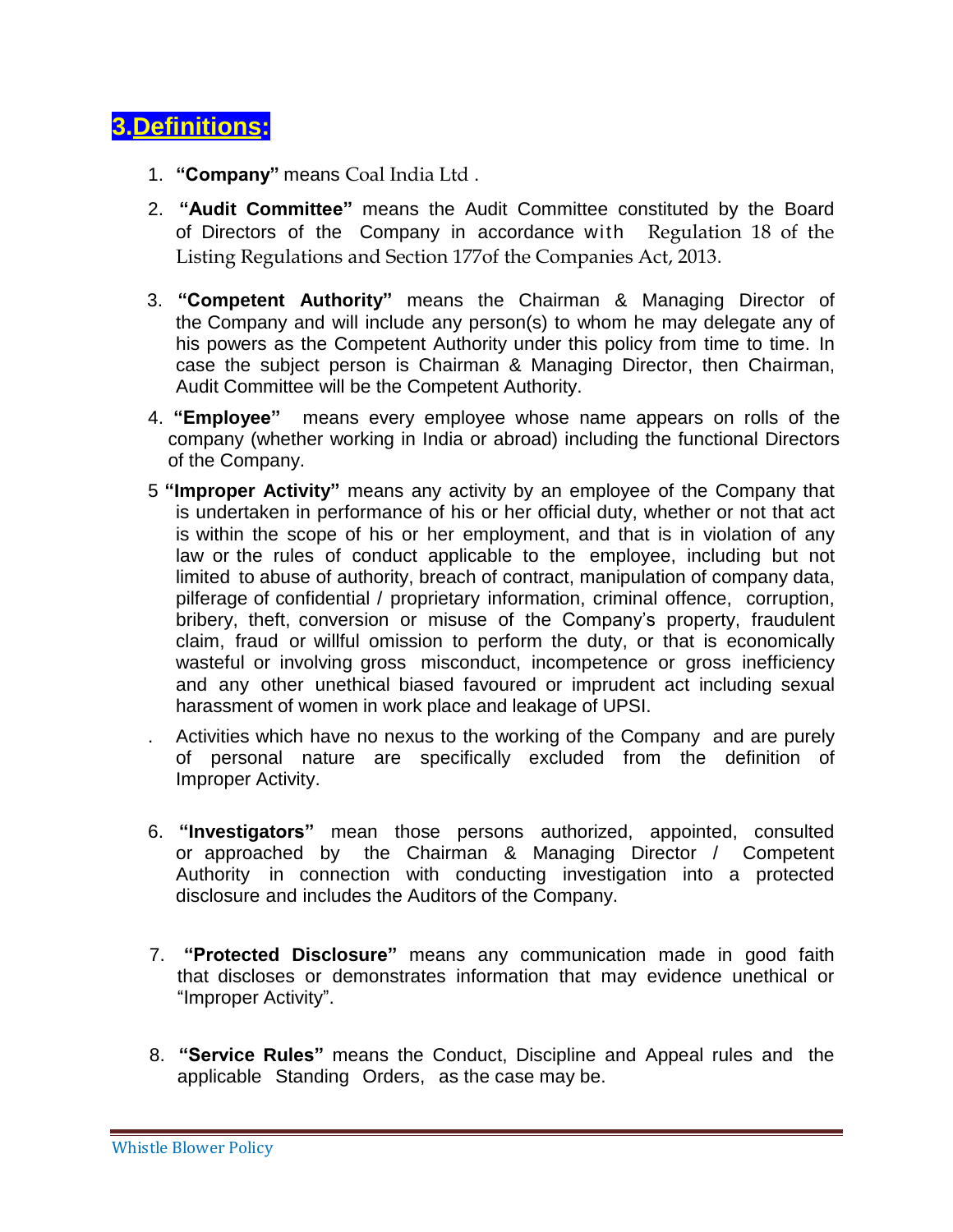## 3. Definitions:

1. **"Company"** means Coal India Ltd .
2. **"Audit Committee"** means the Audit Committee constituted by the Board of Directors of the Company in accordance with Regulation 18 of the Listing Regulations and Section 177of the Companies Act, 2013.
3. **"Competent Authority"** means the Chairman & Managing Director of the Company and will include any person(s) to whom he may delegate any of his powers as the Competent Authority under this policy from time to time. In case the subject person is Chairman & Managing Director, then Chairman, Audit Committee will be the Competent Authority.
4. **"Employee"** means every employee whose name appears on rolls of the company (whether working in India or abroad) including the functional Directors of the Company.
5. **"Improper Activity"** means any activity by an employee of the Company that is undertaken in performance of his or her official duty, whether or not that act is within the scope of his or her employment, and that is in violation of any law or the rules of conduct applicable to the employee, including but not limited to abuse of authority, breach of contract, manipulation of company data, pilferage of confidential / proprietary information, criminal offence, corruption, bribery, theft, conversion or misuse of the Company's property, fraudulent claim, fraud or willful omission to perform the duty, or that is economically wasteful or involving gross misconduct, incompetence or gross inefficiency and any other unethical biased favoured or imprudent act including sexual harassment of women in work place and leakage of UPSI.

   . Activities which have no nexus to the working of the Company and are purely of personal nature are specifically excluded from the definition of Improper Activity.

6. **"Investigators"** mean those persons authorized, appointed, consulted or approached by the Chairman & Managing Director / Competent Authority in connection with conducting investigation into a protected disclosure and includes the Auditors of the Company.
7. **"Protected Disclosure"** means any communication made in good faith that discloses or demonstrates information that may evidence unethical or "Improper Activity".
8. **"Service Rules"** means the Conduct, Discipline and Appeal rules and the applicable Standing Orders, as the case may be.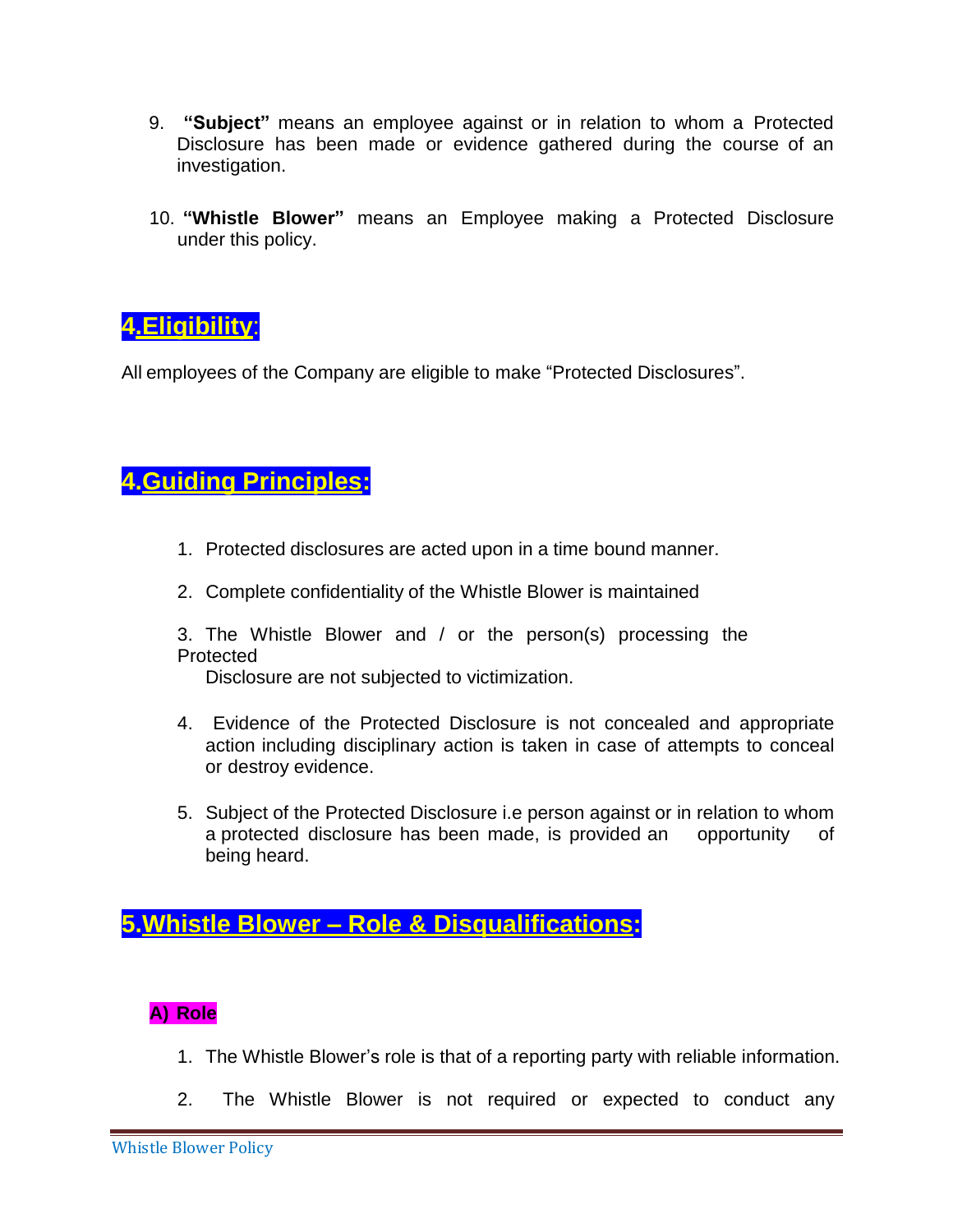9. **"Subject"** means an employee against or in relation to whom a Protected Disclosure has been made or evidence gathered during the course of an investigation.

10. **"Whistle Blower"** means an Employee making a Protected Disclosure under this policy.

## 4.Eligibility:

All employees of the Company are eligible to make "Protected Disclosures".

## 4.Guiding Principles:

1. Protected disclosures are acted upon in a time bound manner.
2. Complete confidentiality of the Whistle Blower is maintained
3. The Whistle Blower and / or the person(s) processing the Protected Disclosure are not subjected to victimization.
4. Evidence of the Protected Disclosure is not concealed and appropriate action including disciplinary action is taken in case of attempts to conceal or destroy evidence.
5. Subject of the Protected Disclosure i.e person against or in relation to whom a protected disclosure has been made, is provided an opportunity of being heard.

## 5.Whistle Blower – Role & Disqualifications:

### A) Role

1. The Whistle Blower's role is that of a reporting party with reliable information.
2. The Whistle Blower is not required or expected to conduct any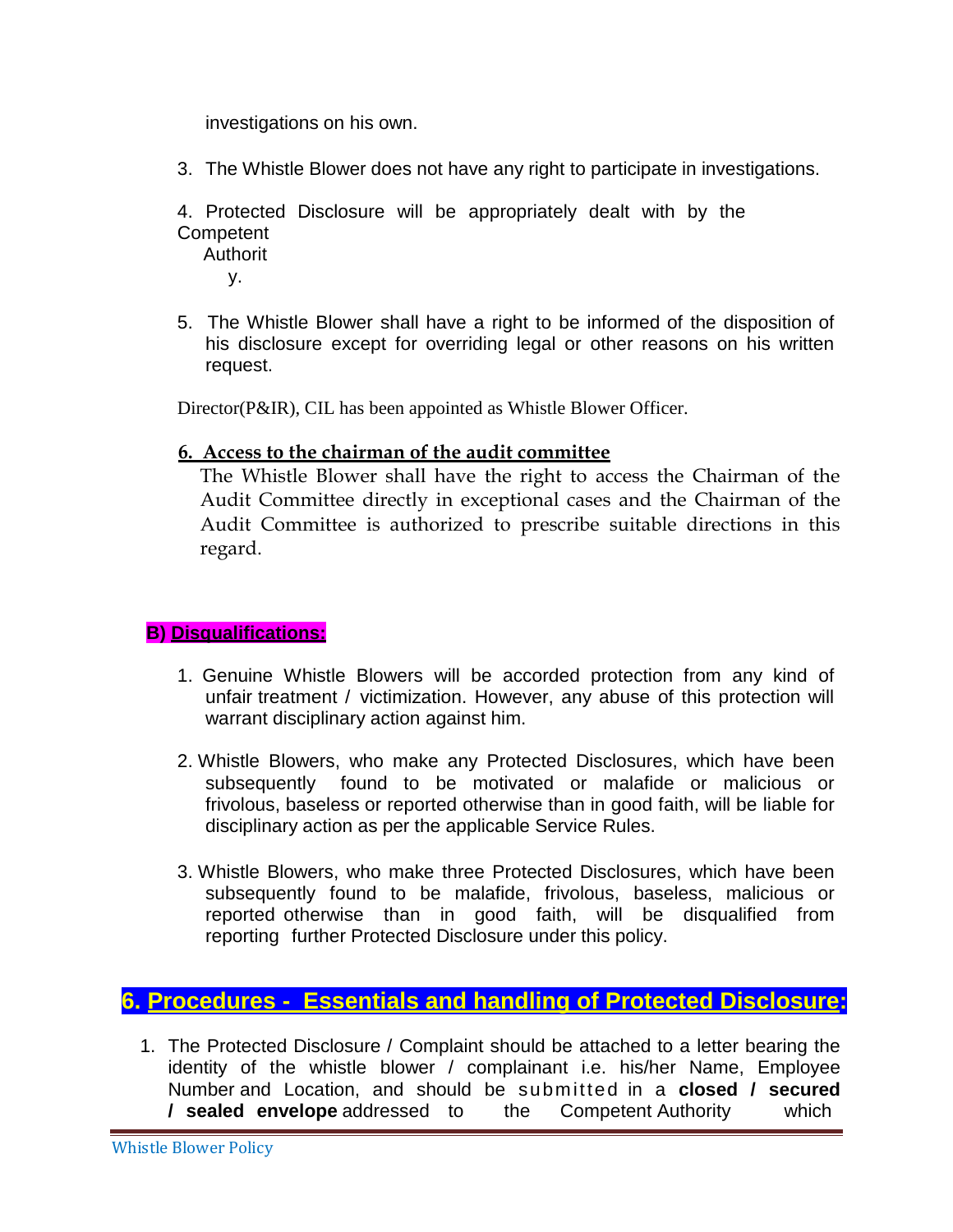investigations on his own.

3. The Whistle Blower does not have any right to participate in investigations.

4. Protected Disclosure will be appropriately dealt with by the Competent Authority.

5. The Whistle Blower shall have a right to be informed of the disposition of his disclosure except for overriding legal or other reasons on his written request.

Director(P&IR), CIL has been appointed as Whistle Blower Officer.

**6. Access to the chairman of the audit committee**

The Whistle Blower shall have the right to access the Chairman of the Audit Committee directly in exceptional cases and the Chairman of the Audit Committee is authorized to prescribe suitable directions in this regard.

### B) Disqualifications:

1. Genuine Whistle Blowers will be accorded protection from any kind of unfair treatment / victimization. However, any abuse of this protection will warrant disciplinary action against him.

2. Whistle Blowers, who make any Protected Disclosures, which have been subsequently found to be motivated or malafide or malicious or frivolous, baseless or reported otherwise than in good faith, will be liable for disciplinary action as per the applicable Service Rules.

3. Whistle Blowers, who make three Protected Disclosures, which have been subsequently found to be malafide, frivolous, baseless, malicious or reported otherwise than in good faith, will be disqualified from reporting further Protected Disclosure under this policy.

## 6. Procedures - Essentials and handling of Protected Disclosure:

1. The Protected Disclosure / Complaint should be attached to a letter bearing the identity of the whistle blower / complainant i.e. his/her Name, Employee Number and Location, and should be submitted in a **closed / secured / sealed envelope** addressed to the Competent Authority which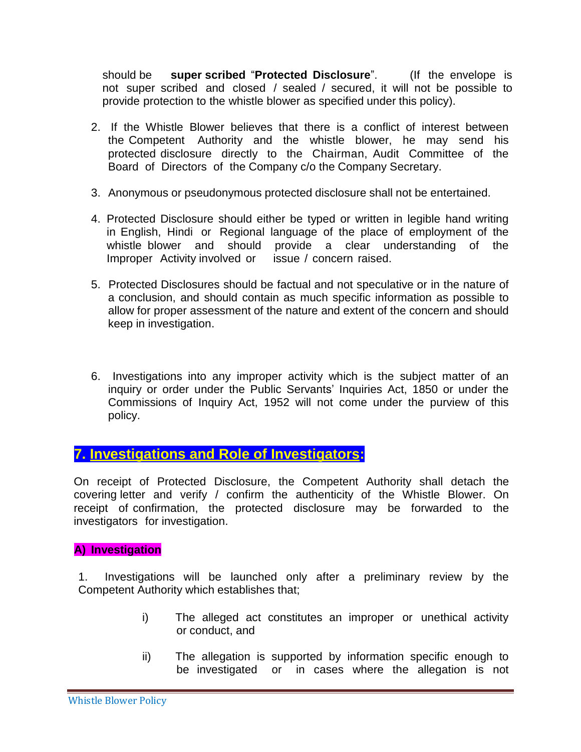should be **super scribed** "**Protected Disclosure**". (If the envelope is not super scribed and closed / sealed / secured, it will not be possible to provide protection to the whistle blower as specified under this policy).

2. If the Whistle Blower believes that there is a conflict of interest between the Competent Authority and the whistle blower, he may send his protected disclosure directly to the Chairman, Audit Committee of the Board of Directors of the Company c/o the Company Secretary.

3. Anonymous or pseudonymous protected disclosure shall not be entertained.

4. Protected Disclosure should either be typed or written in legible hand writing in English, Hindi or Regional language of the place of employment of the whistle blower and should provide a clear understanding of the Improper Activity involved or issue / concern raised.

5. Protected Disclosures should be factual and not speculative or in the nature of a conclusion, and should contain as much specific information as possible to allow for proper assessment of the nature and extent of the concern and should keep in investigation.

6. Investigations into any improper activity which is the subject matter of an inquiry or order under the Public Servants' Inquiries Act, 1850 or under the Commissions of Inquiry Act, 1952 will not come under the purview of this policy.

## 7. Investigations and Role of Investigators:

On receipt of Protected Disclosure, the Competent Authority shall detach the covering letter and verify / confirm the authenticity of the Whistle Blower. On receipt of confirmation, the protected disclosure may be forwarded to the investigators for investigation.

### A) Investigation

1. Investigations will be launched only after a preliminary review by the Competent Authority which establishes that;

   i) The alleged act constitutes an improper or unethical activity or conduct, and

   ii) The allegation is supported by information specific enough to be investigated or in cases where the allegation is not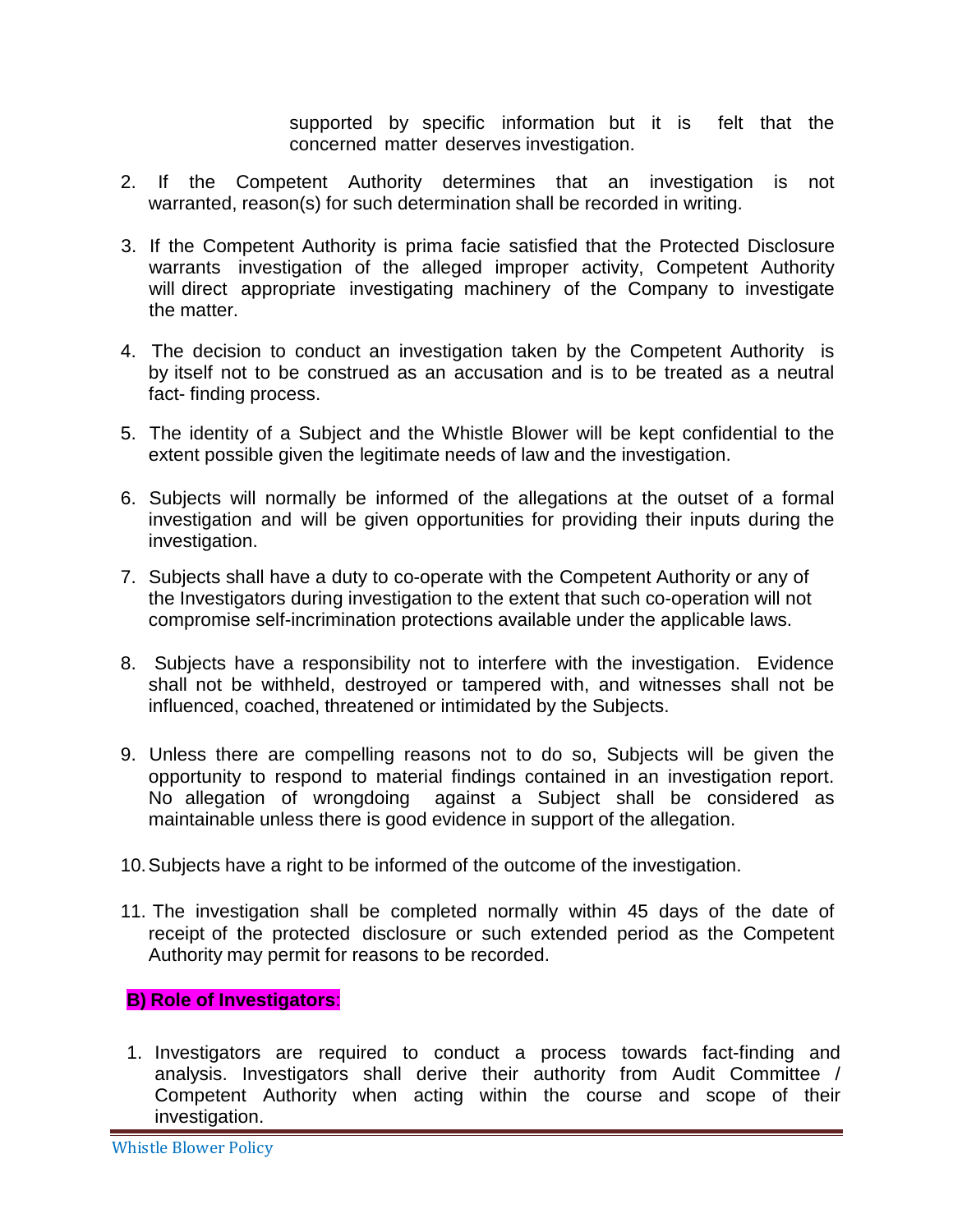supported by specific information but it is felt that the concerned matter deserves investigation.

2. If the Competent Authority determines that an investigation is not warranted, reason(s) for such determination shall be recorded in writing.

3. If the Competent Authority is prima facie satisfied that the Protected Disclosure warrants investigation of the alleged improper activity, Competent Authority will direct appropriate investigating machinery of the Company to investigate the matter.

4. The decision to conduct an investigation taken by the Competent Authority is by itself not to be construed as an accusation and is to be treated as a neutral fact- finding process.

5. The identity of a Subject and the Whistle Blower will be kept confidential to the extent possible given the legitimate needs of law and the investigation.

6. Subjects will normally be informed of the allegations at the outset of a formal investigation and will be given opportunities for providing their inputs during the investigation.

7. Subjects shall have a duty to co-operate with the Competent Authority or any of the Investigators during investigation to the extent that such co-operation will not compromise self-incrimination protections available under the applicable laws.

8. Subjects have a responsibility not to interfere with the investigation. Evidence shall not be withheld, destroyed or tampered with, and witnesses shall not be influenced, coached, threatened or intimidated by the Subjects.

9. Unless there are compelling reasons not to do so, Subjects will be given the opportunity to respond to material findings contained in an investigation report. No allegation of wrongdoing against a Subject shall be considered as maintainable unless there is good evidence in support of the allegation.

10. Subjects have a right to be informed of the outcome of the investigation.

11. The investigation shall be completed normally within 45 days of the date of receipt of the protected disclosure or such extended period as the Competent Authority may permit for reasons to be recorded.

**B) Role of Investigators**:

1. Investigators are required to conduct a process towards fact-finding and analysis. Investigators shall derive their authority from Audit Committee / Competent Authority when acting within the course and scope of their investigation.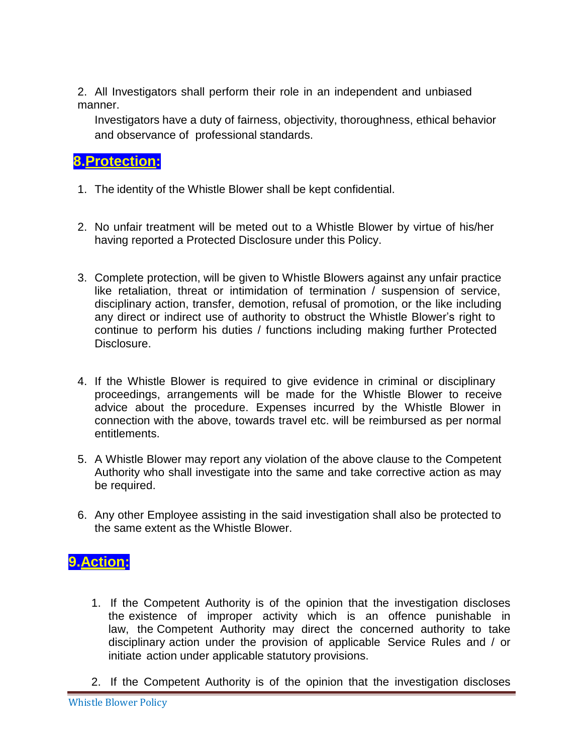2. All Investigators shall perform their role in an independent and unbiased manner.

Investigators have a duty of fairness, objectivity, thoroughness, ethical behavior and observance of professional standards.

## 8. Protection:

1. The identity of the Whistle Blower shall be kept confidential.

2. No unfair treatment will be meted out to a Whistle Blower by virtue of his/her having reported a Protected Disclosure under this Policy.

3. Complete protection, will be given to Whistle Blowers against any unfair practice like retaliation, threat or intimidation of termination / suspension of service, disciplinary action, transfer, demotion, refusal of promotion, or the like including any direct or indirect use of authority to obstruct the Whistle Blower's right to continue to perform his duties / functions including making further Protected Disclosure.

4. If the Whistle Blower is required to give evidence in criminal or disciplinary proceedings, arrangements will be made for the Whistle Blower to receive advice about the procedure. Expenses incurred by the Whistle Blower in connection with the above, towards travel etc. will be reimbursed as per normal entitlements.

5. A Whistle Blower may report any violation of the above clause to the Competent Authority who shall investigate into the same and take corrective action as may be required.

6. Any other Employee assisting in the said investigation shall also be protected to the same extent as the Whistle Blower.

## 9. Action:

1. If the Competent Authority is of the opinion that the investigation discloses the existence of improper activity which is an offence punishable in law, the Competent Authority may direct the concerned authority to take disciplinary action under the provision of applicable Service Rules and / or initiate action under applicable statutory provisions.

2. If the Competent Authority is of the opinion that the investigation discloses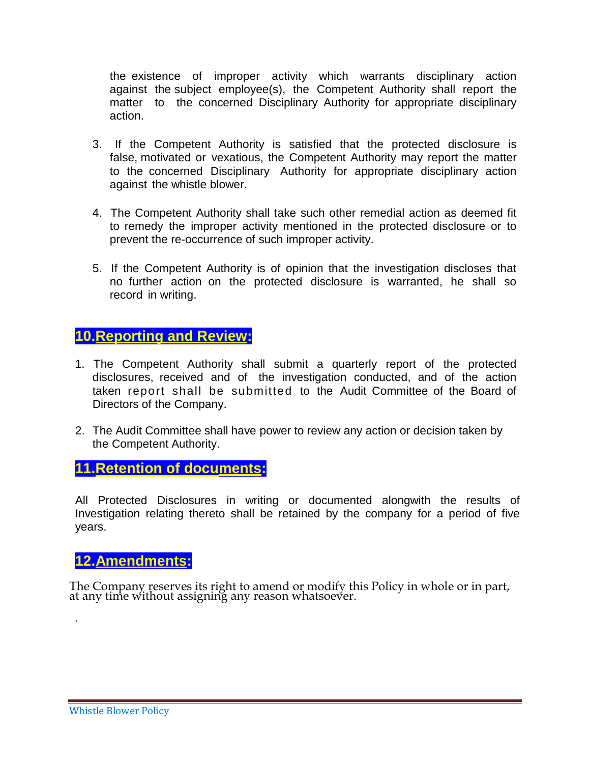the existence of improper activity which warrants disciplinary action against the subject employee(s), the Competent Authority shall report the matter to the concerned Disciplinary Authority for appropriate disciplinary action.

3. If the Competent Authority is satisfied that the protected disclosure is false, motivated or vexatious, the Competent Authority may report the matter to the concerned Disciplinary Authority for appropriate disciplinary action against the whistle blower.

4. The Competent Authority shall take such other remedial action as deemed fit to remedy the improper activity mentioned in the protected disclosure or to prevent the re-occurrence of such improper activity.

5. If the Competent Authority is of opinion that the investigation discloses that no further action on the protected disclosure is warranted, he shall so record in writing.

## 10. Reporting and Review:

1. The Competent Authority shall submit a quarterly report of the protected disclosures, received and of the investigation conducted, and of the action taken report shall be submitted to the Audit Committee of the Board of Directors of the Company.

2. The Audit Committee shall have power to review any action or decision taken by the Competent Authority.

## 11. Retention of documents:

All Protected Disclosures in writing or documented alongwith the results of Investigation relating thereto shall be retained by the company for a period of five years.

## 12. Amendments:

The Company reserves its right to amend or modify this Policy in whole or in part, at any time without assigning any reason whatsoever.

.